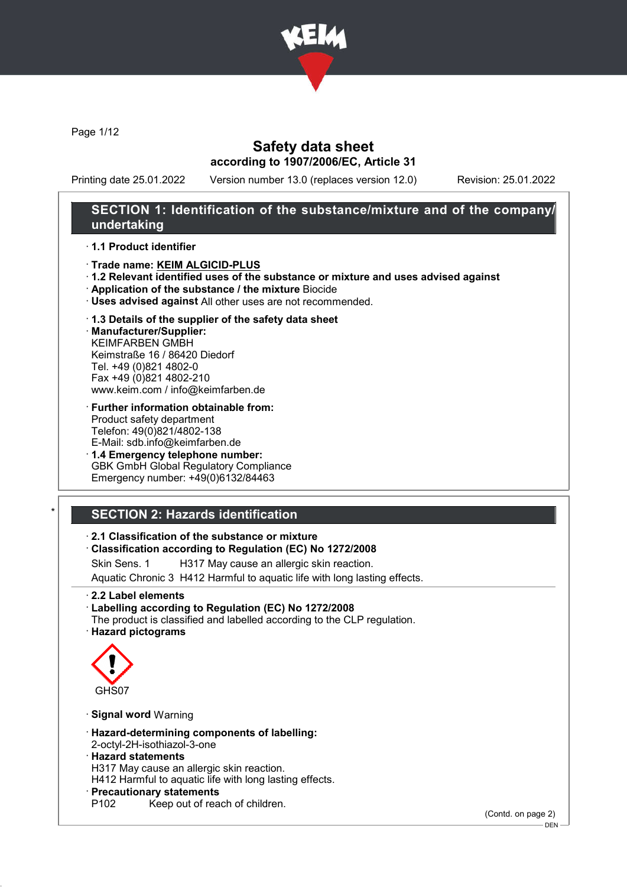# Safety data sheet

**according to 1907/2006/EC, Article 31**

Printing date 25.01.2022 Version number 13.0 (replaces version 12.0) Revision: 25.01.2022

## SECTION 1: Identification of the substance/mixture and of the company/undertaking

· **1.1 Product identifier**

· **Trade name: KEIM ALGICID-PLUS**

· **1.2 Relevant identified uses of the substance or mixture and uses advised against**

· **Application of the substance / the mixture** Biocide

· **Uses advised against** All other uses are not recommended.

· **1.3 Details of the supplier of the safety data sheet**

· **Manufacturer/Supplier:**
KEIMFARBEN GMBH
Keimstraße 16 / 86420 Diedorf
Tel. +49 (0)821 4802-0
Fax +49 (0)821 4802-210
www.keim.com / info@keimfarben.de

· **Further information obtainable from:**
Product safety department
Telefon: 49(0)821/4802-138
E-Mail: sdb.info@keimfarben.de

· **1.4 Emergency telephone number:**
GBK GmbH Global Regulatory Compliance
Emergency number: +49(0)6132/84463

## * SECTION 2: Hazards identification

· **2.1 Classification of the substance or mixture**

· **Classification according to Regulation (EC) No 1272/2008**

Skin Sens. 1 H317 May cause an allergic skin reaction.

Aquatic Chronic 3 H412 Harmful to aquatic life with long lasting effects.

· **2.2 Label elements**

· **Labelling according to Regulation (EC) No 1272/2008**
The product is classified and labelled according to the CLP regulation.

· **Hazard pictograms**

GHS07

· **Signal word** Warning

· **Hazard-determining components of labelling:**
2-octyl-2H-isothiazol-3-one

· **Hazard statements**
H317 May cause an allergic skin reaction.
H412 Harmful to aquatic life with long lasting effects.

· **Precautionary statements**
P102 Keep out of reach of children.

(Contd. on page 2)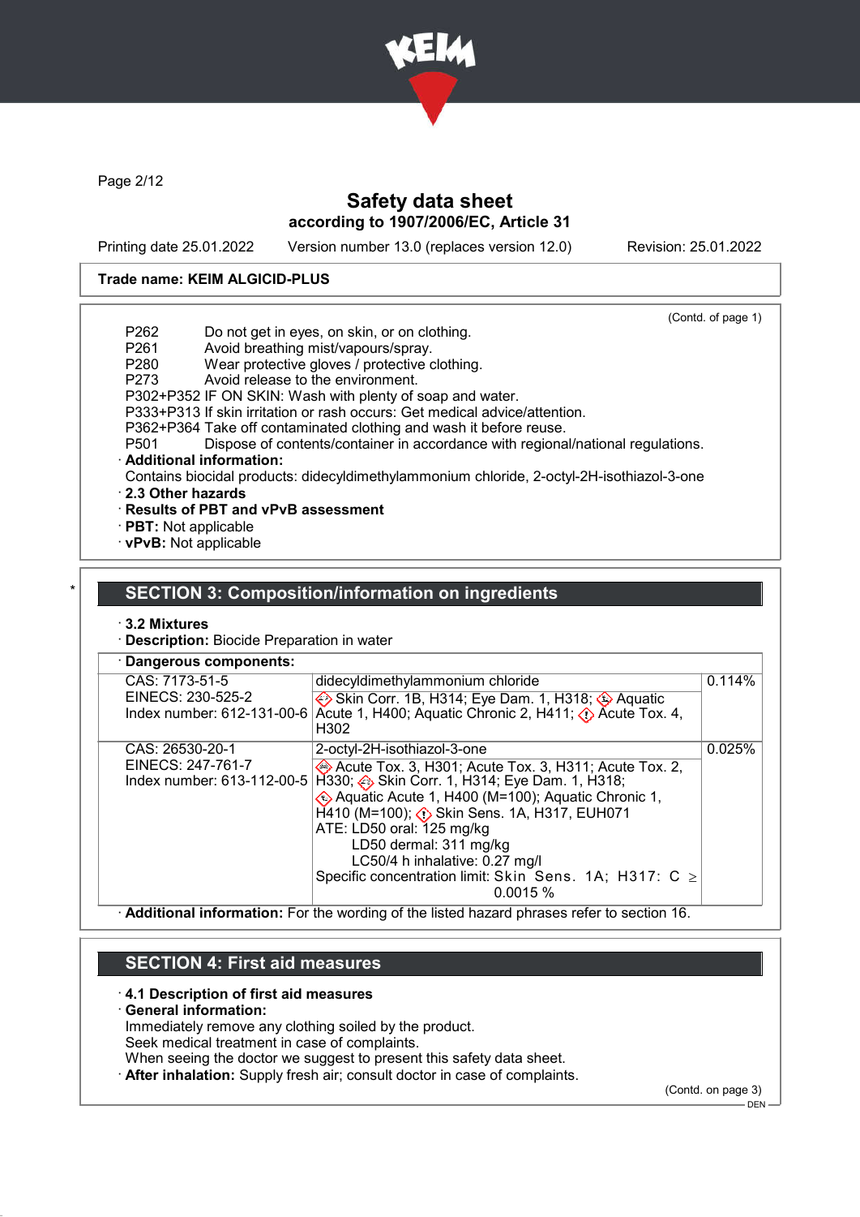Trade name: KEIM ALGICID-PLUS

(Contd. of page 1)

P262 Do not get in eyes, on skin, or on clothing.
P261 Avoid breathing mist/vapours/spray.
P280 Wear protective gloves / protective clothing.
P273 Avoid release to the environment.
P302+P352 IF ON SKIN: Wash with plenty of soap and water.
P333+P313 If skin irritation or rash occurs: Get medical advice/attention.
P362+P364 Take off contaminated clothing and wash it before reuse.
P501 Dispose of contents/container in accordance with regional/national regulations.

· **Additional information:**
Contains biocidal products: didecyldimethylammonium chloride, 2-octyl-2H-isothiazol-3-one

· **2.3 Other hazards**
· **Results of PBT and vPvB assessment**
· **PBT:** Not applicable
· **vPvB:** Not applicable

## SECTION 3: Composition/information on ingredients

· **3.2 Mixtures**
· **Description:** Biocide Preparation in water

· **Dangerous components:**

| | | |
|---|---|---|
| CAS: 7173-51-5<br>EINECS: 230-525-2<br>Index number: 612-131-00-6 | didecyldimethylammonium chloride<br>Skin Corr. 1B, H314; Eye Dam. 1, H318; Aquatic Acute 1, H400; Aquatic Chronic 2, H411; Acute Tox. 4, H302 | 0.114% |
| CAS: 26530-20-1<br>EINECS: 247-761-7<br>Index number: 613-112-00-5 | 2-octyl-2H-isothiazol-3-one<br>Acute Tox. 3, H301; Acute Tox. 3, H311; Acute Tox. 2, H330; Skin Corr. 1, H314; Eye Dam. 1, H318; Aquatic Acute 1, H400 (M=100); Aquatic Chronic 1, H410 (M=100); Skin Sens. 1A, H317, EUH071<br>ATE: LD50 oral: 125 mg/kg<br>LD50 dermal: 311 mg/kg<br>LC50/4 h inhalative: 0.27 mg/l<br>Specific concentration limit: Skin Sens. 1A; H317: C ≥ 0.0015 % | 0.025% |

· **Additional information:** For the wording of the listed hazard phrases refer to section 16.

## SECTION 4: First aid measures

· **4.1 Description of first aid measures**
· **General information:**
Immediately remove any clothing soiled by the product.
Seek medical treatment in case of complaints.
When seeing the doctor we suggest to present this safety data sheet.
· **After inhalation:** Supply fresh air; consult doctor in case of complaints.

(Contd. on page 3)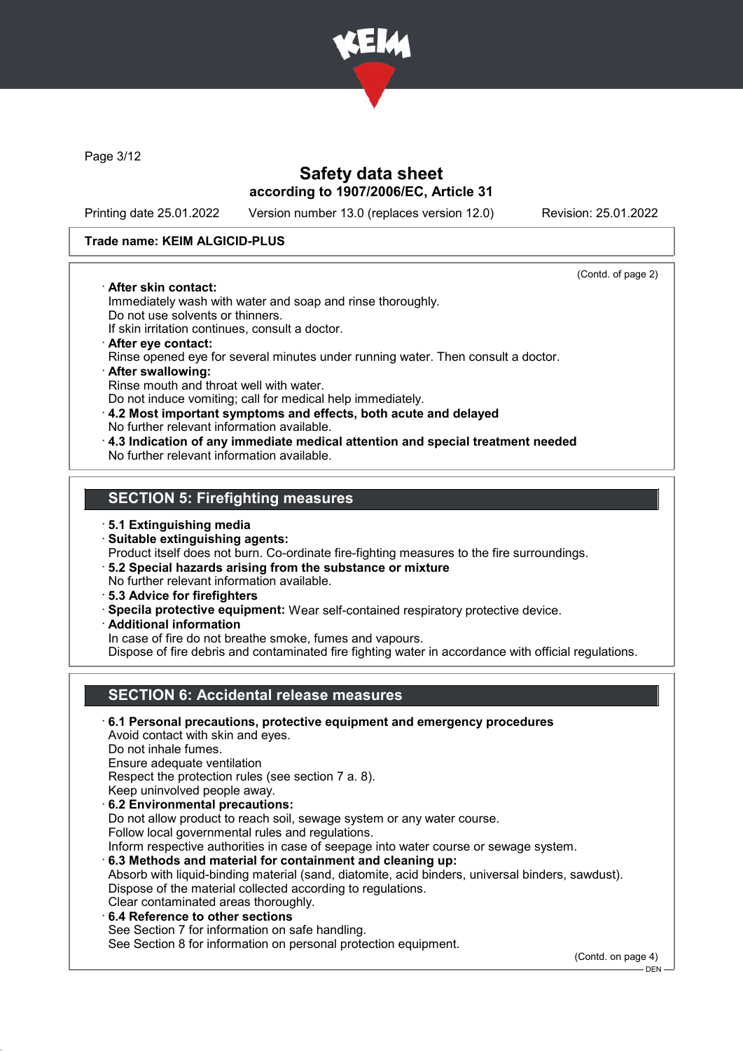Trade name: KEIM ALGICID-PLUS

(Contd. of page 2)

· **After skin contact:**
Immediately wash with water and soap and rinse thoroughly.
Do not use solvents or thinners.
If skin irritation continues, consult a doctor.

· **After eye contact:**
Rinse opened eye for several minutes under running water. Then consult a doctor.

· **After swallowing:**
Rinse mouth and throat well with water.
Do not induce vomiting; call for medical help immediately.

· **4.2 Most important symptoms and effects, both acute and delayed**
No further relevant information available.

· **4.3 Indication of any immediate medical attention and special treatment needed**
No further relevant information available.

## SECTION 5: Firefighting measures

· **5.1 Extinguishing media**

· **Suitable extinguishing agents:**
Product itself does not burn. Co-ordinate fire-fighting measures to the fire surroundings.

· **5.2 Special hazards arising from the substance or mixture**
No further relevant information available.

· **5.3 Advice for firefighters**

· **Specila protective equipment:** Wear self-contained respiratory protective device.

· **Additional information**
In case of fire do not breathe smoke, fumes and vapours.
Dispose of fire debris and contaminated fire fighting water in accordance with official regulations.

## SECTION 6: Accidental release measures

· **6.1 Personal precautions, protective equipment and emergency procedures**
Avoid contact with skin and eyes.
Do not inhale fumes.
Ensure adequate ventilation
Respect the protection rules (see section 7 a. 8).
Keep uninvolved people away.

· **6.2 Environmental precautions:**
Do not allow product to reach soil, sewage system or any water course.
Follow local governmental rules and regulations.
Inform respective authorities in case of seepage into water course or sewage system.

· **6.3 Methods and material for containment and cleaning up:**
Absorb with liquid-binding material (sand, diatomite, acid binders, universal binders, sawdust).
Dispose of the material collected according to regulations.
Clear contaminated areas thoroughly.

· **6.4 Reference to other sections**
See Section 7 for information on safe handling.
See Section 8 for information on personal protection equipment.

(Contd. on page 4)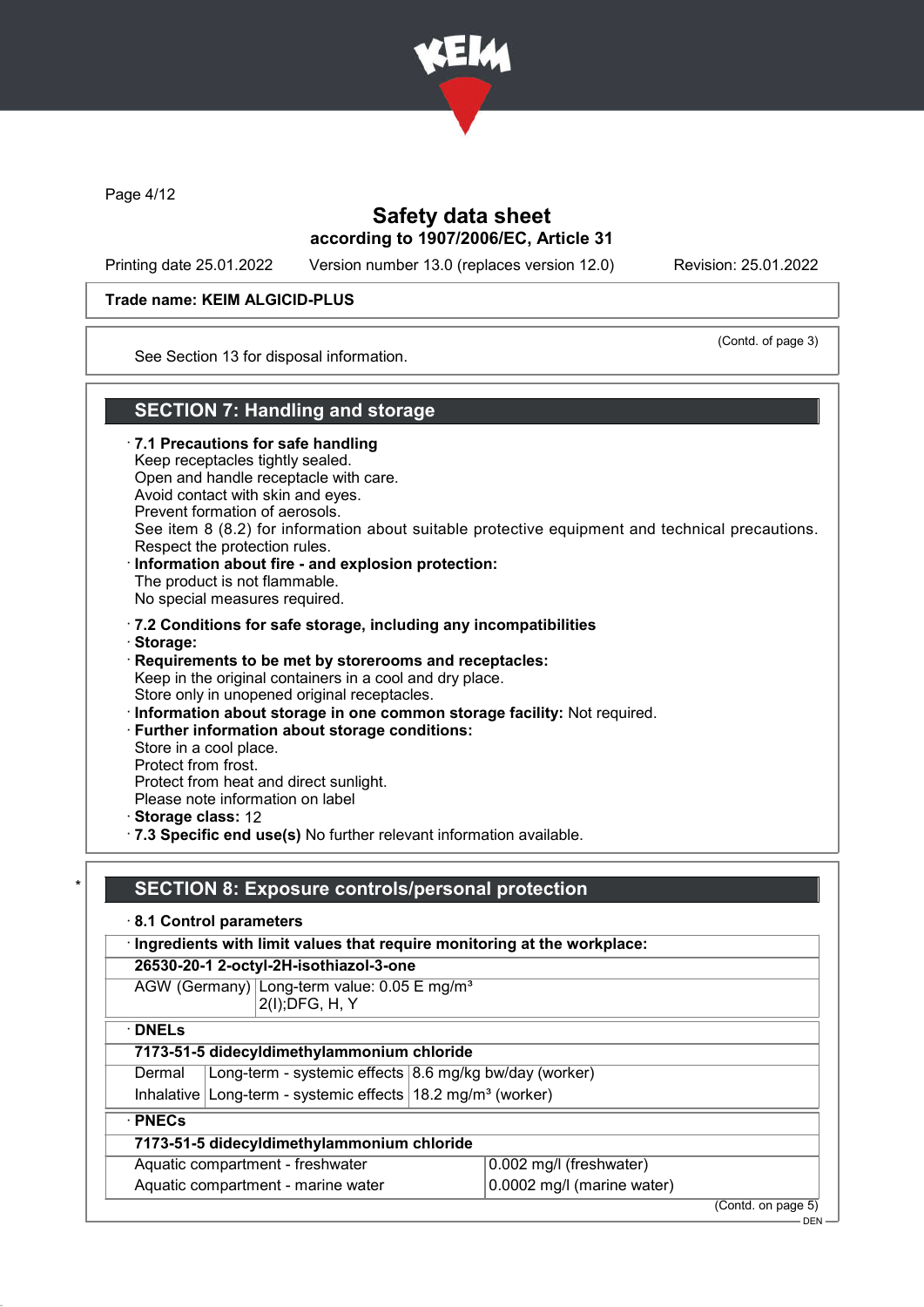Trade name: KEIM ALGICID-PLUS

(Contd. of page 3)

See Section 13 for disposal information.

## SECTION 7: Handling and storage

· **7.1 Precautions for safe handling**
Keep receptacles tightly sealed.
Open and handle receptacle with care.
Avoid contact with skin and eyes.
Prevent formation of aerosols.
See item 8 (8.2) for information about suitable protective equipment and technical precautions.
Respect the protection rules.

· **Information about fire - and explosion protection:**
The product is not flammable.
No special measures required.

· **7.2 Conditions for safe storage, including any incompatibilities**
· **Storage:**
· **Requirements to be met by storerooms and receptacles:**
Keep in the original containers in a cool and dry place.
Store only in unopened original receptacles.
· **Information about storage in one common storage facility:** Not required.
· **Further information about storage conditions:**
Store in a cool place.
Protect from frost.
Protect from heat and direct sunlight.
Please note information on label
· **Storage class:** 12
· **7.3 Specific end use(s)** No further relevant information available.

## * SECTION 8: Exposure controls/personal protection

· **8.1 Control parameters**

· **Ingredients with limit values that require monitoring at the workplace:**

| **26530-20-1 2-octyl-2H-isothiazol-3-one** | |
|---|---|
| AGW (Germany) | Long-term value: 0.05 E mg/m³<br>2(I);DFG, H, Y |

· **DNELs**

| **7173-51-5 didecyldimethylammonium chloride** | | |
|---|---|---|
| Dermal | Long-term - systemic effects | 8.6 mg/kg bw/day (worker) |
| Inhalative | Long-term - systemic effects | 18.2 mg/m³ (worker) |

· **PNECs**

| **7173-51-5 didecyldimethylammonium chloride** | |
|---|---|
| Aquatic compartment - freshwater | 0.002 mg/l (freshwater) |
| Aquatic compartment - marine water | 0.0002 mg/l (marine water) |

(Contd. on page 5)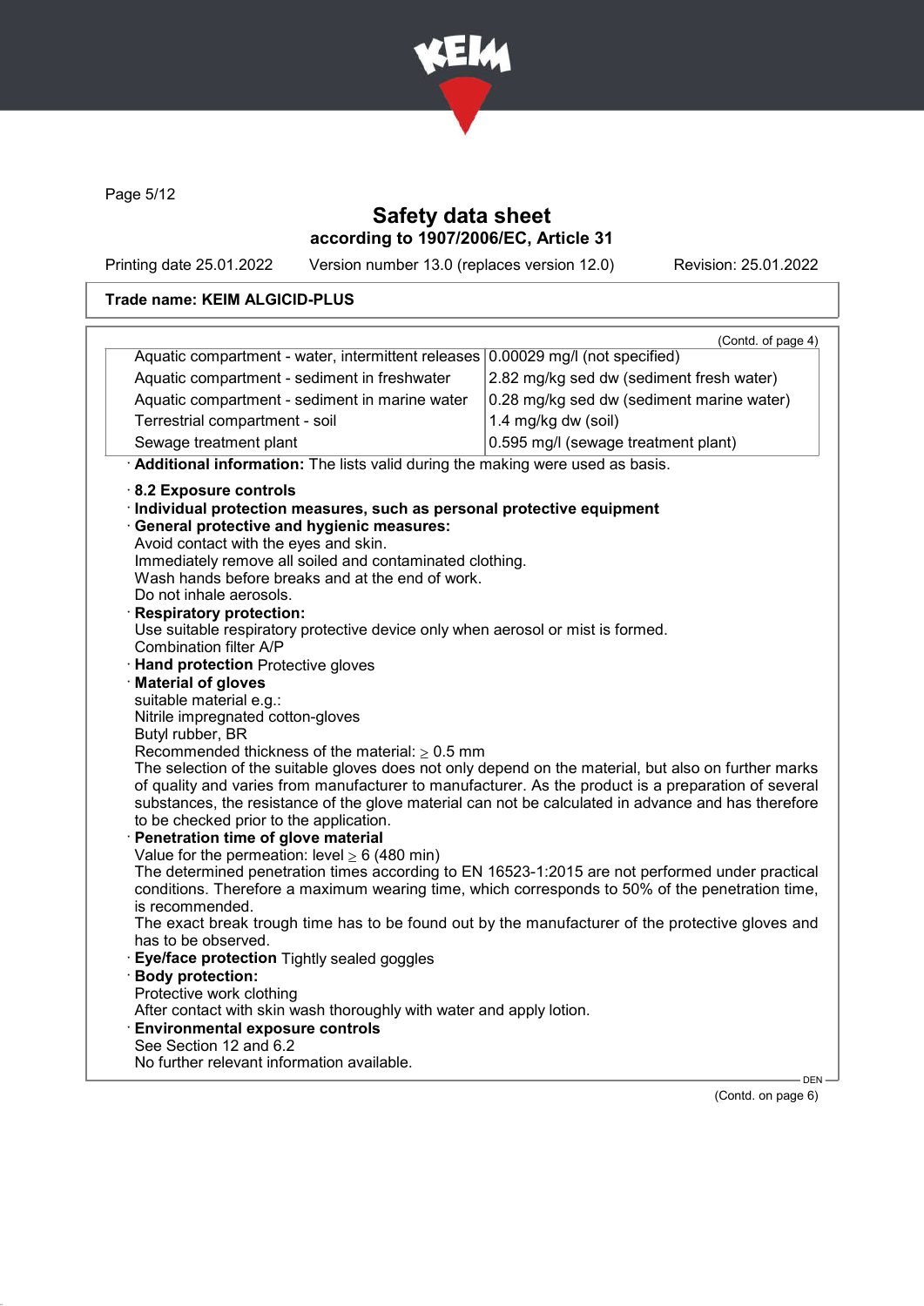**Trade name: KEIM ALGICID-PLUS**

(Contd. of page 4)

| | |
|---|---|
| Aquatic compartment - water, intermittent releases | 0.00029 mg/l (not specified) |
| Aquatic compartment - sediment in freshwater | 2.82 mg/kg sed dw (sediment fresh water) |
| Aquatic compartment - sediment in marine water | 0.28 mg/kg sed dw (sediment marine water) |
| Terrestrial compartment - soil | 1.4 mg/kg dw (soil) |
| Sewage treatment plant | 0.595 mg/l (sewage treatment plant) |

· **Additional information:** The lists valid during the making were used as basis.

· **8.2 Exposure controls**
· **Individual protection measures, such as personal protective equipment**
· **General protective and hygienic measures:**
Avoid contact with the eyes and skin.
Immediately remove all soiled and contaminated clothing.
Wash hands before breaks and at the end of work.
Do not inhale aerosols.
· **Respiratory protection:**
Use suitable respiratory protective device only when aerosol or mist is formed.
Combination filter A/P
· **Hand protection** Protective gloves
· **Material of gloves**
suitable material e.g.:
Nitrile impregnated cotton-gloves
Butyl rubber, BR
Recommended thickness of the material: $\geq$ 0.5 mm
The selection of the suitable gloves does not only depend on the material, but also on further marks of quality and varies from manufacturer to manufacturer. As the product is a preparation of several substances, the resistance of the glove material can not be calculated in advance and has therefore to be checked prior to the application.
· **Penetration time of glove material**
Value for the permeation: level $\geq$ 6 (480 min)
The determined penetration times according to EN 16523-1:2015 are not performed under practical conditions. Therefore a maximum wearing time, which corresponds to 50% of the penetration time, is recommended.
The exact break trough time has to be found out by the manufacturer of the protective gloves and has to be observed.
· **Eye/face protection** Tightly sealed goggles
· **Body protection:**
Protective work clothing
After contact with skin wash thoroughly with water and apply lotion.
· **Environmental exposure controls**
See Section 12 and 6.2
No further relevant information available.

(Contd. on page 6)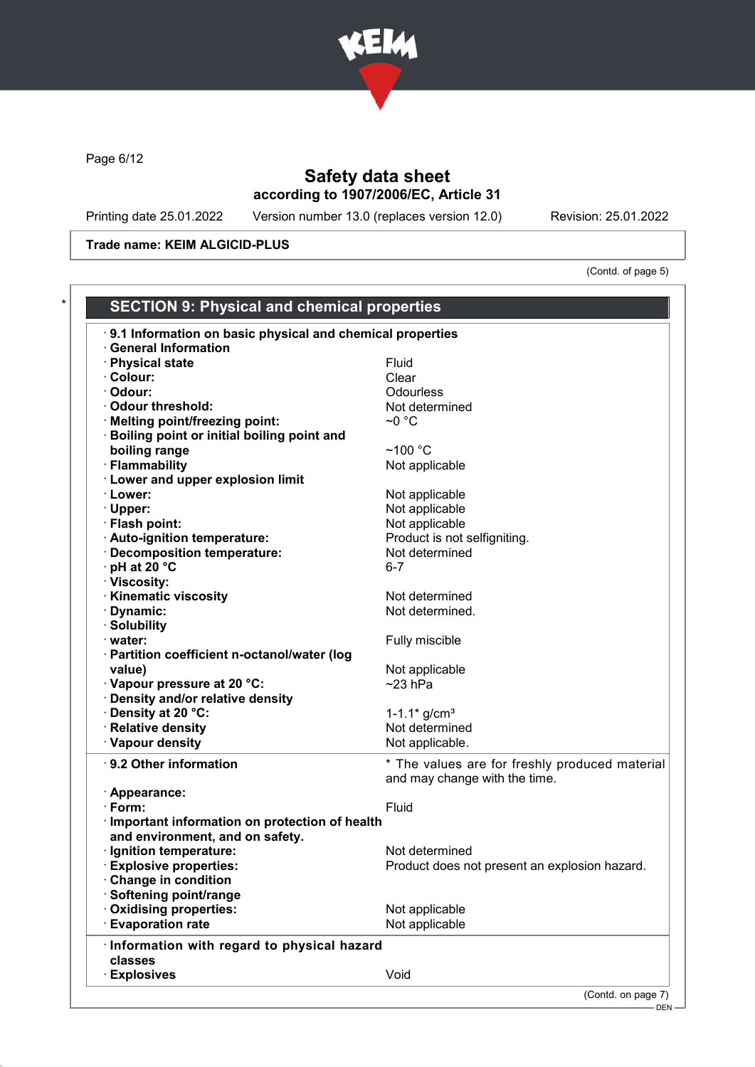Safety data sheet
according to 1907/2006/EC, Article 31

Printing date 25.01.2022 Version number 13.0 (replaces version 12.0) Revision: 25.01.2022

**Trade name: KEIM ALGICID-PLUS**

(Contd. of page 5)

## SECTION 9: Physical and chemical properties

· **9.1 Information on basic physical and chemical properties**
· **General Information**

| | |
|---|---|
| · **Physical state** | Fluid |
| · **Colour:** | Clear |
| · **Odour:** | Odourless |
| · **Odour threshold:** | Not determined |
| · **Melting point/freezing point:** | ~0 °C |
| · **Boiling point or initial boiling point and boiling range** | ~100 °C |
| · **Flammability** | Not applicable |
| · **Lower and upper explosion limit** | |
| · **Lower:** | Not applicable |
| · **Upper:** | Not applicable |
| · **Flash point:** | Not applicable |
| · **Auto-ignition temperature:** | Product is not selfigniting. |
| · **Decomposition temperature:** | Not determined |
| · **pH at 20 °C** | 6-7 |
| · **Viscosity:** | |
| · **Kinematic viscosity** | Not determined |
| · **Dynamic:** | Not determined. |
| · **Solubility** | |
| · **water:** | Fully miscible |
| · **Partition coefficient n-octanol/water (log value)** | Not applicable |
| · **Vapour pressure at 20 °C:** | ~23 hPa |
| · **Density and/or relative density** | |
| · **Density at 20 °C:** | 1-1.1* g/cm³ |
| · **Relative density** | Not determined |
| · **Vapour density** | Not applicable. |

| | |
|---|---|
| · **9.2 Other information** | * The values are for freshly produced material and may change with the time. |
| · **Appearance:** | |
| · **Form:** | Fluid |
| · **Important information on protection of health and environment, and on safety.** | |
| · **Ignition temperature:** | Not determined |
| · **Explosive properties:** | Product does not present an explosion hazard. |
| · **Change in condition** | |
| · **Softening point/range** | |
| · **Oxidising properties:** | Not applicable |
| · **Evaporation rate** | Not applicable |

| | |
|---|---|
| · **Information with regard to physical hazard classes** | |
| · **Explosives** | Void |

(Contd. on page 7)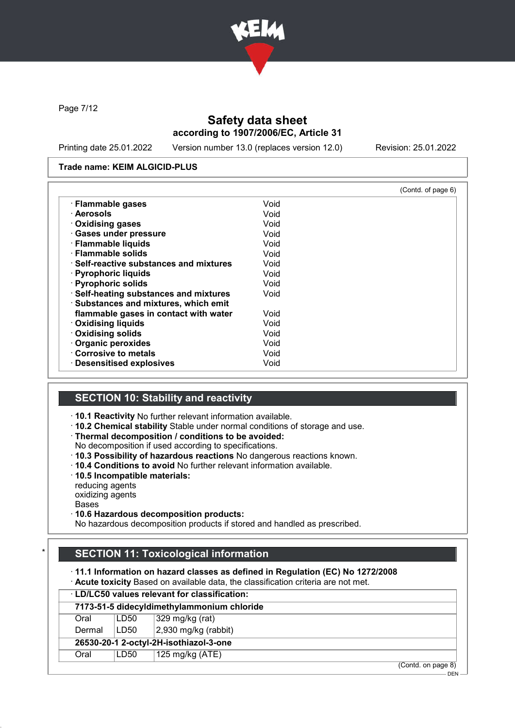Trade name: KEIM ALGICID-PLUS

(Contd. of page 6)

| | |
|---|---|
| · **Flammable gases** | Void |
| · **Aerosols** | Void |
| · **Oxidising gases** | Void |
| · **Gases under pressure** | Void |
| · **Flammable liquids** | Void |
| · **Flammable solids** | Void |
| · **Self-reactive substances and mixtures** | Void |
| · **Pyrophoric liquids** | Void |
| · **Pyrophoric solids** | Void |
| · **Self-heating substances and mixtures** | Void |
| · **Substances and mixtures, which emit flammable gases in contact with water** | Void |
| · **Oxidising liquids** | Void |
| · **Oxidising solids** | Void |
| · **Organic peroxides** | Void |
| · **Corrosive to metals** | Void |
| · **Desensitised explosives** | Void |

## SECTION 10: Stability and reactivity

· **10.1 Reactivity** No further relevant information available.
· **10.2 Chemical stability** Stable under normal conditions of storage and use.
· **Thermal decomposition / conditions to be avoided:**
No decomposition if used according to specifications.
· **10.3 Possibility of hazardous reactions** No dangerous reactions known.
· **10.4 Conditions to avoid** No further relevant information available.
· **10.5 Incompatible materials:**
reducing agents
oxidizing agents
Bases
· **10.6 Hazardous decomposition products:**
No hazardous decomposition products if stored and handled as prescribed.

## SECTION 11: Toxicological information

· **11.1 Information on hazard classes as defined in Regulation (EC) No 1272/2008**
· **Acute toxicity** Based on available data, the classification criteria are not met.

| · **LD/LC50 values relevant for classification:** | | |
|---|---|---|
| **7173-51-5 didecyldimethylammonium chloride** | | |
| Oral | LD50 | 329 mg/kg (rat) |
| Dermal | LD50 | 2,930 mg/kg (rabbit) |
| **26530-20-1 2-octyl-2H-isothiazol-3-one** | | |
| Oral | LD50 | 125 mg/kg (ATE) |

(Contd. on page 8)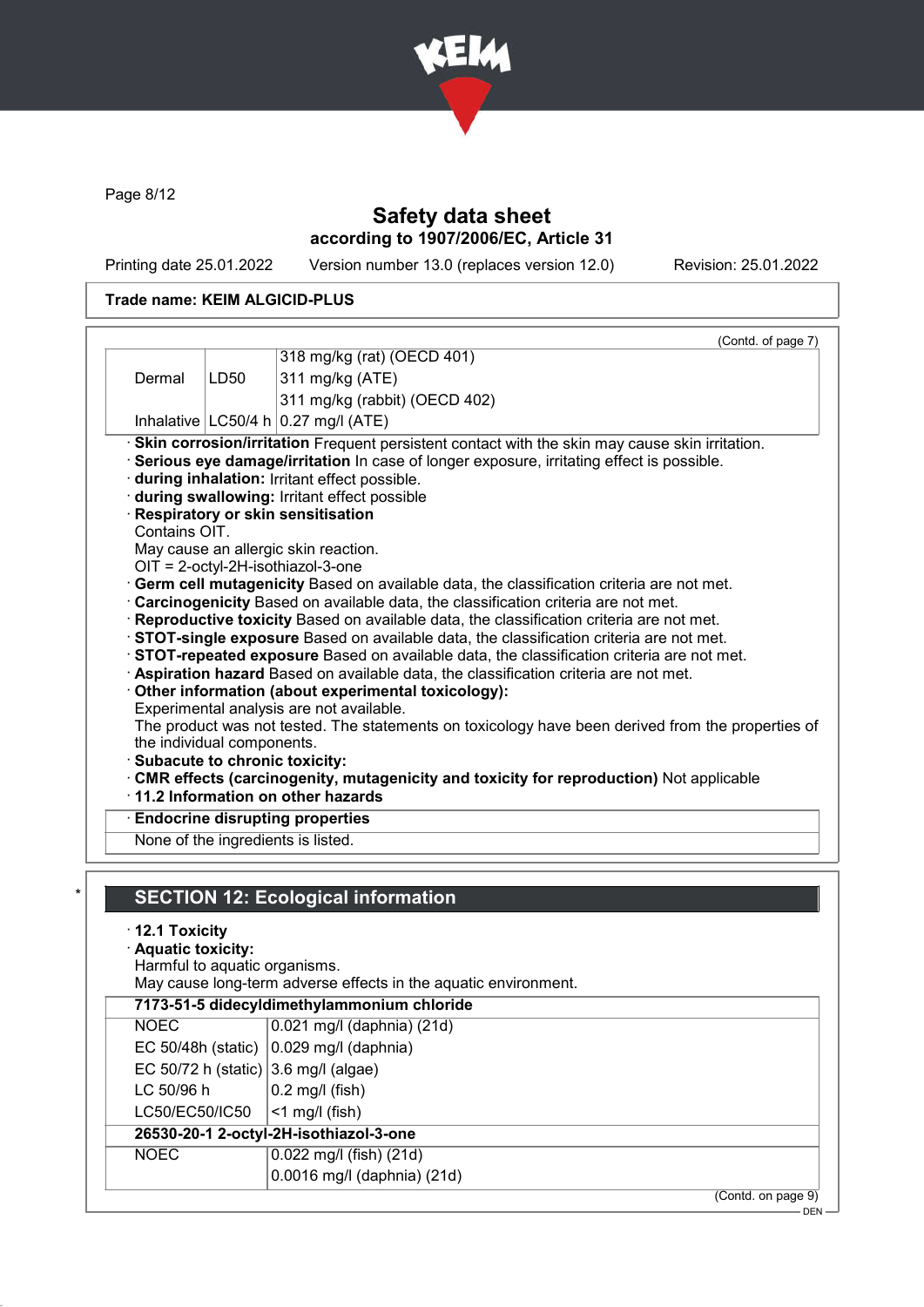**Trade name: KEIM ALGICID-PLUS**

(Contd. of page 7)

| | | |
|---|---|---|
| Dermal | LD50 | 318 mg/kg (rat) (OECD 401) |
| | | 311 mg/kg (ATE) |
| | | 311 mg/kg (rabbit) (OECD 402) |
| Inhalative | LC50/4 h | 0.27 mg/l (ATE) |

· **Skin corrosion/irritation** Frequent persistent contact with the skin may cause skin irritation.
· **Serious eye damage/irritation** In case of longer exposure, irritating effect is possible.
· **during inhalation:** Irritant effect possible.
· **during swallowing:** Irritant effect possible
· **Respiratory or skin sensitisation**
Contains OIT.
May cause an allergic skin reaction.
OIT = 2-octyl-2H-isothiazol-3-one
· **Germ cell mutagenicity** Based on available data, the classification criteria are not met.
· **Carcinogenicity** Based on available data, the classification criteria are not met.
· **Reproductive toxicity** Based on available data, the classification criteria are not met.
· **STOT-single exposure** Based on available data, the classification criteria are not met.
· **STOT-repeated exposure** Based on available data, the classification criteria are not met.
· **Aspiration hazard** Based on available data, the classification criteria are not met.
· **Other information (about experimental toxicology):**
Experimental analysis are not available.
The product was not tested. The statements on toxicology have been derived from the properties of the individual components.
· **Subacute to chronic toxicity:**
· **CMR effects (carcinogenity, mutagenicity and toxicity for reproduction)** Not applicable
· **11.2 Information on other hazards**

· **Endocrine disrupting properties**
None of the ingredients is listed.

## SECTION 12: Ecological information

· **12.1 Toxicity**
· **Aquatic toxicity:**
Harmful to aquatic organisms.
May cause long-term adverse effects in the aquatic environment.

| **7173-51-5 didecyldimethylammonium chloride** | |
|---|---|
| NOEC | 0.021 mg/l (daphnia) (21d) |
| EC 50/48h (static) | 0.029 mg/l (daphnia) |
| EC 50/72 h (static) | 3.6 mg/l (algae) |
| LC 50/96 h | 0.2 mg/l (fish) |
| LC50/EC50/IC50 | <1 mg/l (fish) |
| **26530-20-1 2-octyl-2H-isothiazol-3-one** | |
| NOEC | 0.022 mg/l (fish) (21d) |
| | 0.0016 mg/l (daphnia) (21d) |

(Contd. on page 9)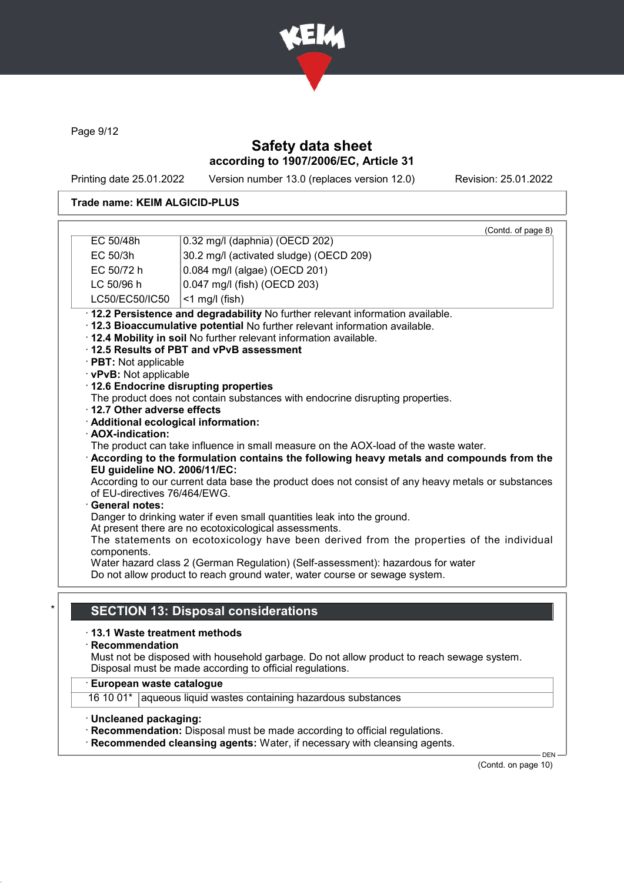(Contd. of page 8)

| | |
|---|---|
| EC 50/48h | 0.32 mg/l (daphnia) (OECD 202) |
| EC 50/3h | 30.2 mg/l (activated sludge) (OECD 209) |
| EC 50/72 h | 0.084 mg/l (algae) (OECD 201) |
| LC 50/96 h | 0.047 mg/l (fish) (OECD 203) |
| LC50/EC50/IC50 | <1 mg/l (fish) |

· **12.2 Persistence and degradability** No further relevant information available.
· **12.3 Bioaccumulative potential** No further relevant information available.
· **12.4 Mobility in soil** No further relevant information available.
· **12.5 Results of PBT and vPvB assessment**
· **PBT:** Not applicable
· **vPvB:** Not applicable
· **12.6 Endocrine disrupting properties**
The product does not contain substances with endocrine disrupting properties.
· **12.7 Other adverse effects**
· **Additional ecological information:**
· **AOX-indication:**
The product can take influence in small measure on the AOX-load of the waste water.
· **According to the formulation contains the following heavy metals and compounds from the EU guideline NO. 2006/11/EC:**
According to our current data base the product does not consist of any heavy metals or substances of EU-directives 76/464/EWG.
· **General notes:**
Danger to drinking water if even small quantities leak into the ground.
At present there are no ecotoxicological assessments.
The statements on ecotoxicology have been derived from the properties of the individual components.
Water hazard class 2 (German Regulation) (Self-assessment): hazardous for water
Do not allow product to reach ground water, water course or sewage system.

## SECTION 13: Disposal considerations

· **13.1 Waste treatment methods**
· **Recommendation**
Must not be disposed with household garbage. Do not allow product to reach sewage system.
Disposal must be made according to official regulations.

| · **European waste catalogue** | |
|---|---|
| 16 10 01* | aqueous liquid wastes containing hazardous substances |

· **Uncleaned packaging:**
· **Recommendation:** Disposal must be made according to official regulations.
· **Recommended cleansing agents:** Water, if necessary with cleansing agents.

(Contd. on page 10)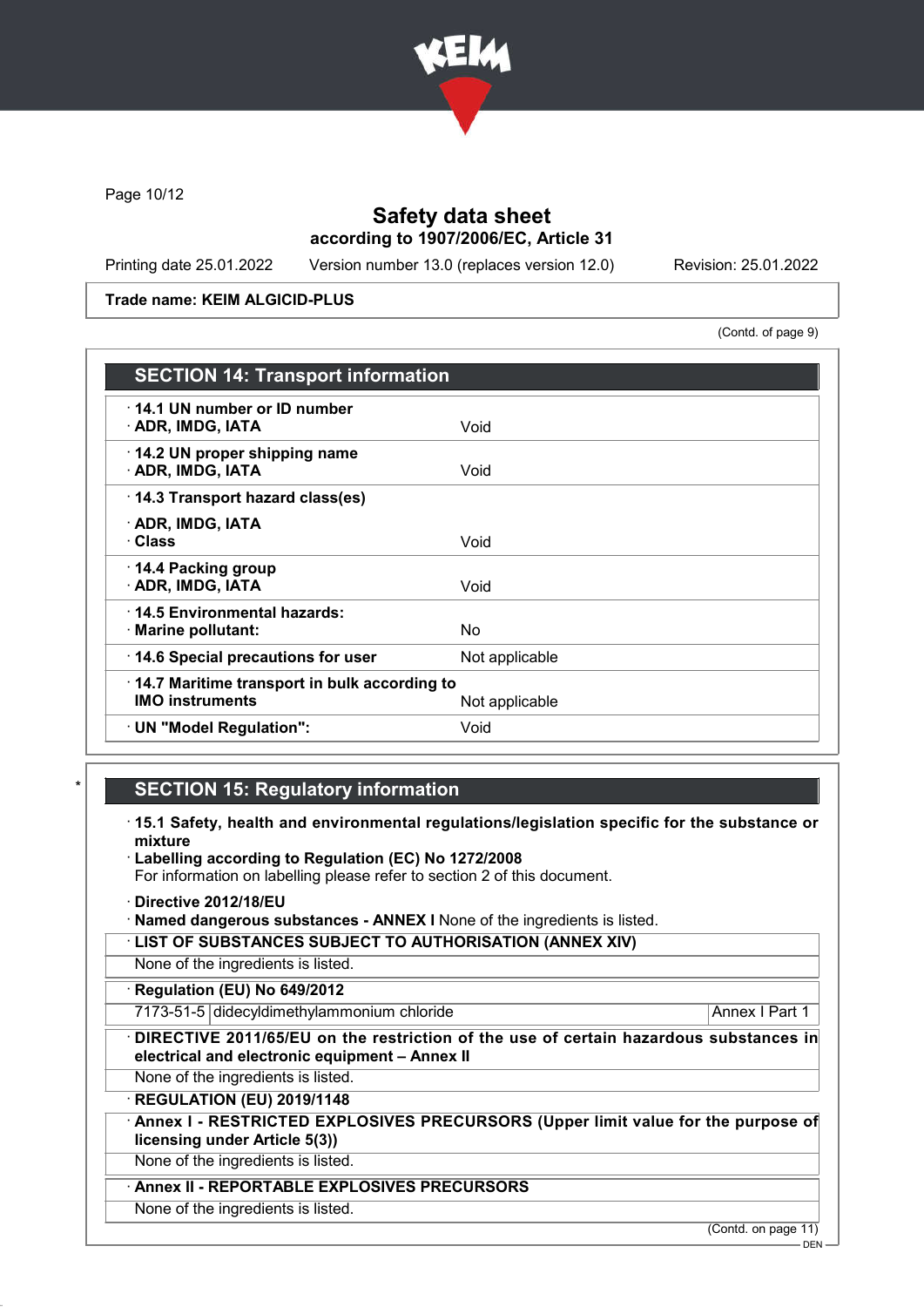Trade name: KEIM ALGICID-PLUS

(Contd. of page 9)

## SECTION 14: Transport information

| | |
|---|---|
| · **14.1 UN number or ID number** · **ADR, IMDG, IATA** | Void |
| · **14.2 UN proper shipping name** · **ADR, IMDG, IATA** | Void |
| · **14.3 Transport hazard class(es)** · **ADR, IMDG, IATA** · **Class** | Void |
| · **14.4 Packing group** · **ADR, IMDG, IATA** | Void |
| · **14.5 Environmental hazards:** · **Marine pollutant:** | No |
| · **14.6 Special precautions for user** | Not applicable |
| · **14.7 Maritime transport in bulk according to IMO instruments** | Not applicable |
| · **UN "Model Regulation":** | Void |

## SECTION 15: Regulatory information

· **15.1 Safety, health and environmental regulations/legislation specific for the substance or mixture**

· **Labelling according to Regulation (EC) No 1272/2008**
For information on labelling please refer to section 2 of this document.

· **Directive 2012/18/EU**

· **Named dangerous substances - ANNEX I** None of the ingredients is listed.

· **LIST OF SUBSTANCES SUBJECT TO AUTHORISATION (ANNEX XIV)**
None of the ingredients is listed.

· **Regulation (EU) No 649/2012**

| | | |
|---|---|---|
| 7173-51-5 | didecyldimethylammonium chloride | Annex I Part 1 |

· **DIRECTIVE 2011/65/EU on the restriction of the use of certain hazardous substances in electrical and electronic equipment – Annex II**
None of the ingredients is listed.

· **REGULATION (EU) 2019/1148**

· **Annex I - RESTRICTED EXPLOSIVES PRECURSORS (Upper limit value for the purpose of licensing under Article 5(3))**
None of the ingredients is listed.

· **Annex II - REPORTABLE EXPLOSIVES PRECURSORS**
None of the ingredients is listed.

(Contd. on page 11)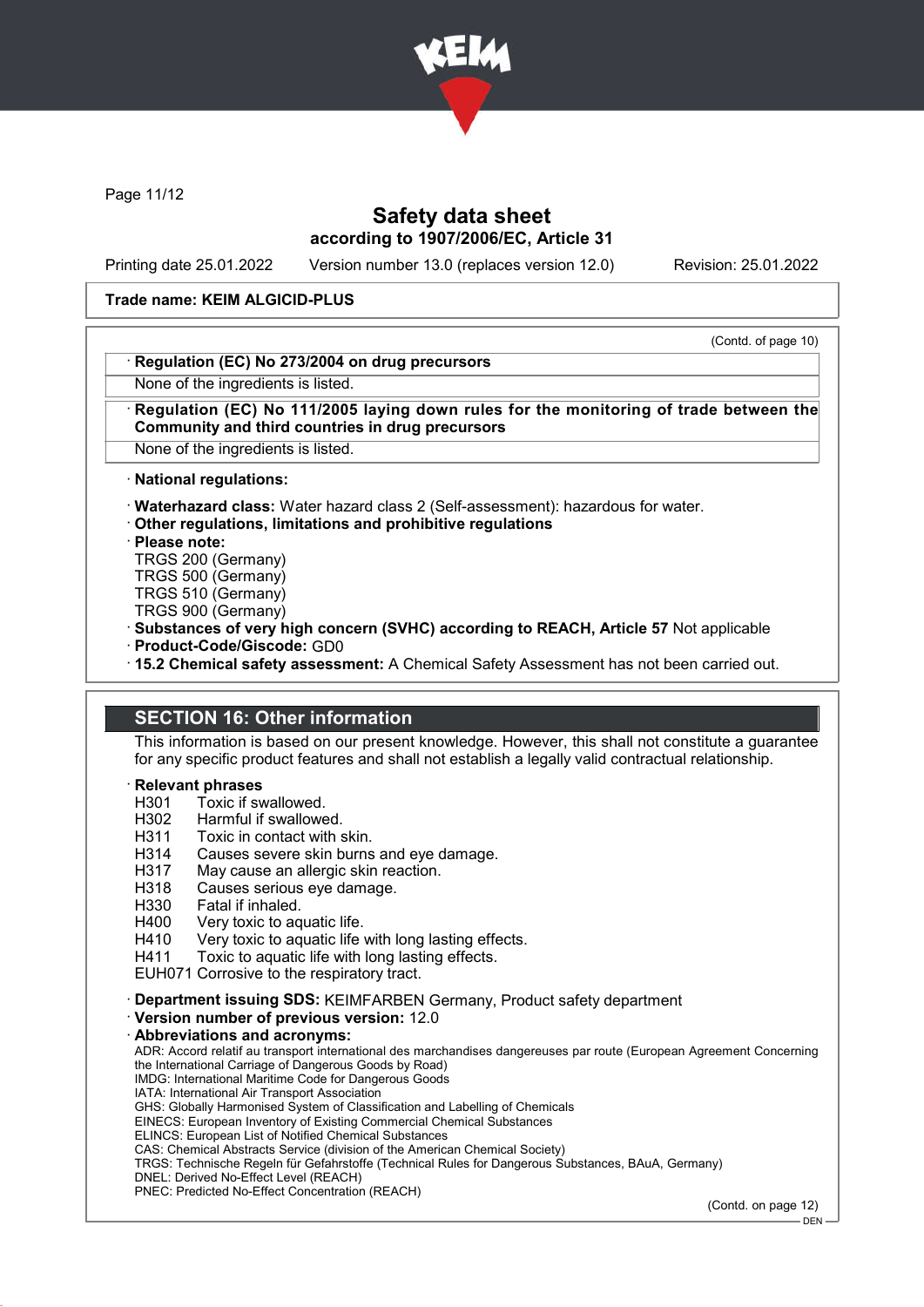Safety data sheet
according to 1907/2006/EC, Article 31

Printing date 25.01.2022 Version number 13.0 (replaces version 12.0) Revision: 25.01.2022

**Trade name: KEIM ALGICID-PLUS**

(Contd. of page 10)

· **Regulation (EC) No 273/2004 on drug precursors**
None of the ingredients is listed.

· **Regulation (EC) No 111/2005 laying down rules for the monitoring of trade between the Community and third countries in drug precursors**
None of the ingredients is listed.

· **National regulations:**

· **Waterhazard class:** Water hazard class 2 (Self-assessment): hazardous for water.
· **Other regulations, limitations and prohibitive regulations**
· **Please note:**
TRGS 200 (Germany)
TRGS 500 (Germany)
TRGS 510 (Germany)
TRGS 900 (Germany)
· **Substances of very high concern (SVHC) according to REACH, Article 57** Not applicable
· **Product-Code/Giscode:** GD0
· **15.2 Chemical safety assessment:** A Chemical Safety Assessment has not been carried out.

## SECTION 16: Other information

This information is based on our present knowledge. However, this shall not constitute a guarantee for any specific product features and shall not establish a legally valid contractual relationship.

· **Relevant phrases**
H301 Toxic if swallowed.
H302 Harmful if swallowed.
H311 Toxic in contact with skin.
H314 Causes severe skin burns and eye damage.
H317 May cause an allergic skin reaction.
H318 Causes serious eye damage.
H330 Fatal if inhaled.
H400 Very toxic to aquatic life.
H410 Very toxic to aquatic life with long lasting effects.
H411 Toxic to aquatic life with long lasting effects.
EUH071 Corrosive to the respiratory tract.

· **Department issuing SDS:** KEIMFARBEN Germany, Product safety department
· **Version number of previous version:** 12.0
· **Abbreviations and acronyms:**
ADR: Accord relatif au transport international des marchandises dangereuses par route (European Agreement Concerning the International Carriage of Dangerous Goods by Road)
IMDG: International Maritime Code for Dangerous Goods
IATA: International Air Transport Association
GHS: Globally Harmonised System of Classification and Labelling of Chemicals
EINECS: European Inventory of Existing Commercial Chemical Substances
ELINCS: European List of Notified Chemical Substances
CAS: Chemical Abstracts Service (division of the American Chemical Society)
TRGS: Technische Regeln für Gefahrstoffe (Technical Rules for Dangerous Substances, BAuA, Germany)
DNEL: Derived No-Effect Level (REACH)
PNEC: Predicted No-Effect Concentration (REACH)

(Contd. on page 12)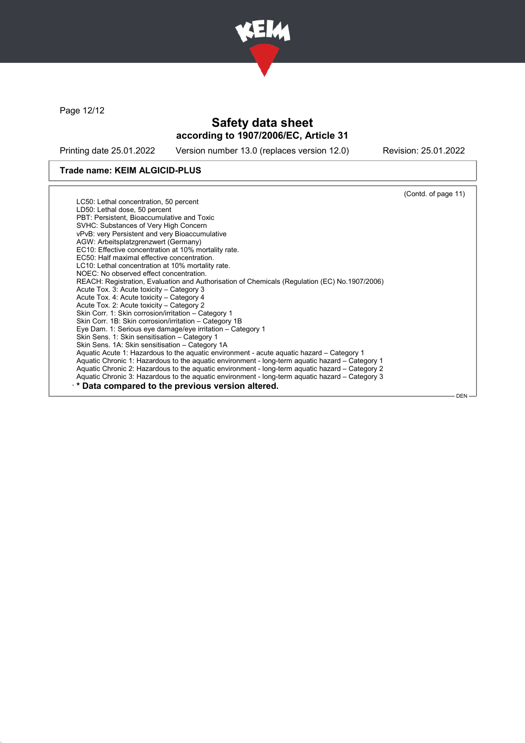# Safety data sheet
according to 1907/2006/EC, Article 31

Printing date 25.01.2022 Version number 13.0 (replaces version 12.0) Revision: 25.01.2022

**Trade name: KEIM ALGICID-PLUS**

(Contd. of page 11)

LC50: Lethal concentration, 50 percent
LD50: Lethal dose, 50 percent
PBT: Persistent, Bioaccumulative and Toxic
SVHC: Substances of Very High Concern
vPvB: very Persistent and very Bioaccumulative
AGW: Arbeitsplatzgrenzwert (Germany)
EC10: Effective concentration at 10% mortality rate.
EC50: Half maximal effective concentration.
LC10: Lethal concentration at 10% mortality rate.
NOEC: No observed effect concentration.
REACH: Registration, Evaluation and Authorisation of Chemicals (Regulation (EC) No.1907/2006)
Acute Tox. 3: Acute toxicity – Category 3
Acute Tox. 4: Acute toxicity – Category 4
Acute Tox. 2: Acute toxicity – Category 2
Skin Corr. 1: Skin corrosion/irritation – Category 1
Skin Corr. 1B: Skin corrosion/irritation – Category 1B
Eye Dam. 1: Serious eye damage/eye irritation – Category 1
Skin Sens. 1: Skin sensitisation – Category 1
Skin Sens. 1A: Skin sensitisation – Category 1A
Aquatic Acute 1: Hazardous to the aquatic environment - acute aquatic hazard – Category 1
Aquatic Chronic 1: Hazardous to the aquatic environment - long-term aquatic hazard – Category 1
Aquatic Chronic 2: Hazardous to the aquatic environment - long-term aquatic hazard – Category 2
Aquatic Chronic 3: Hazardous to the aquatic environment - long-term aquatic hazard – Category 3

· **\* Data compared to the previous version altered.**

DEN